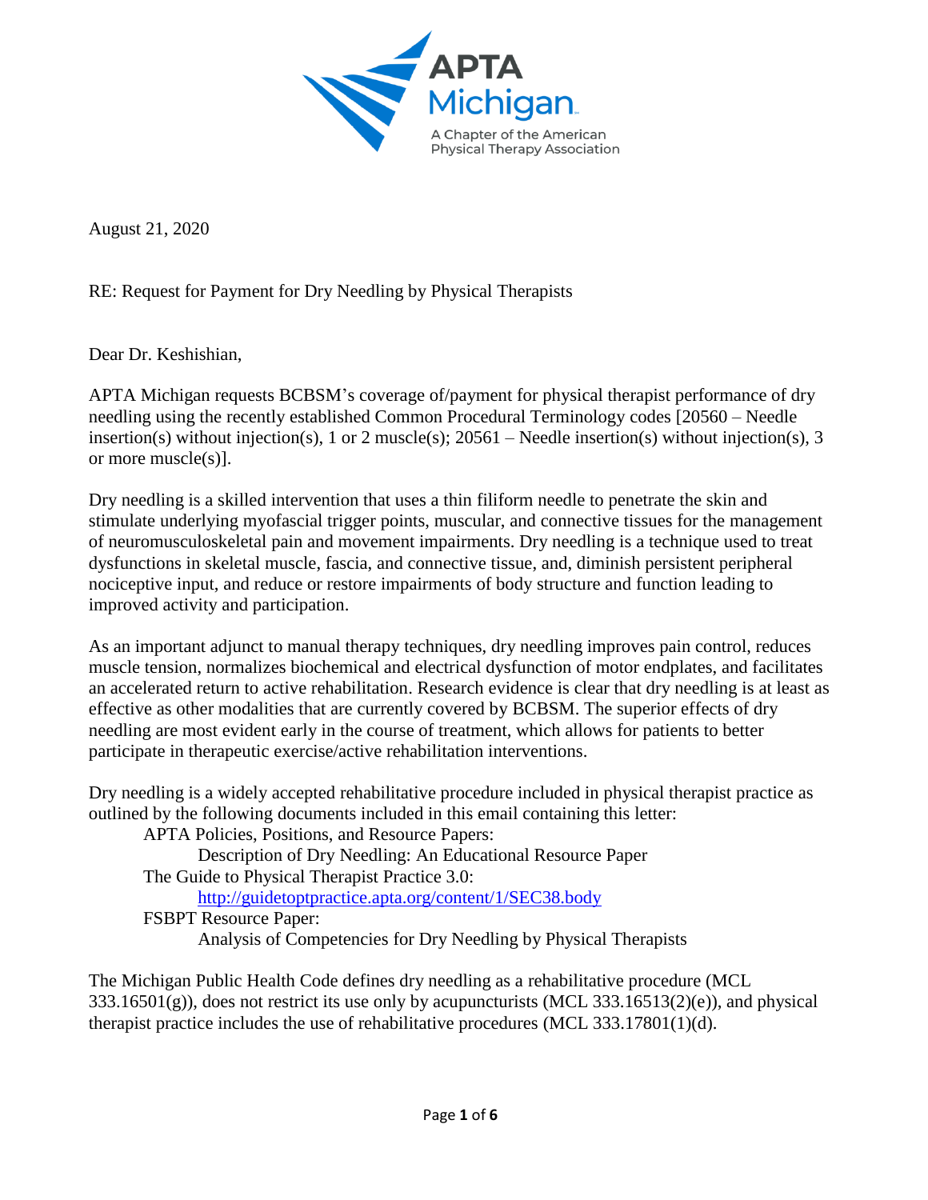APTA Michigan

A Chapter of the American Physical Therapy Association

August 21, 2020

RE: Request for Payment for Dry Needling by Physical Therapists

Dear Dr. Keshishian,

APTA Michigan requests BCBSM's coverage of/payment for physical therapist performance of dry needling using the recently established Common Procedural Terminology codes [20560 – Needle insertion(s) without injection(s), 1 or 2 muscle(s); 20561 – Needle insertion(s) without injection(s), 3 or more muscle(s)].

Dry needling is a skilled intervention that uses a thin filiform needle to penetrate the skin and stimulate underlying myofascial trigger points, muscular, and connective tissues for the management of neuromusculoskeletal pain and movement impairments. Dry needling is a technique used to treat dysfunctions in skeletal muscle, fascia, and connective tissue, and, diminish persistent peripheral nociceptive input, and reduce or restore impairments of body structure and function leading to improved activity and participation.

As an important adjunct to manual therapy techniques, dry needling improves pain control, reduces muscle tension, normalizes biochemical and electrical dysfunction of motor endplates, and facilitates an accelerated return to active rehabilitation. Research evidence is clear that dry needling is at least as effective as other modalities that are currently covered by BCBSM. The superior effects of dry needling are most evident early in the course of treatment, which allows for patients to better participate in therapeutic exercise/active rehabilitation interventions.

Dry needling is a widely accepted rehabilitative procedure included in physical therapist practice as outlined by the following documents included in this email containing this letter:

- APTA Policies, Positions, and Resource Papers:
  - Description of Dry Needling: An Educational Resource Paper
- The Guide to Physical Therapist Practice 3.0:
  - http://guidetoptpractice.apta.org/content/1/SEC38.body
- FSBPT Resource Paper:
  - Analysis of Competencies for Dry Needling by Physical Therapists

The Michigan Public Health Code defines dry needling as a rehabilitative procedure (MCL 333.16501(g)), does not restrict its use only by acupuncturists (MCL 333.16513(2)(e)), and physical therapist practice includes the use of rehabilitative procedures (MCL 333.17801(1)(d).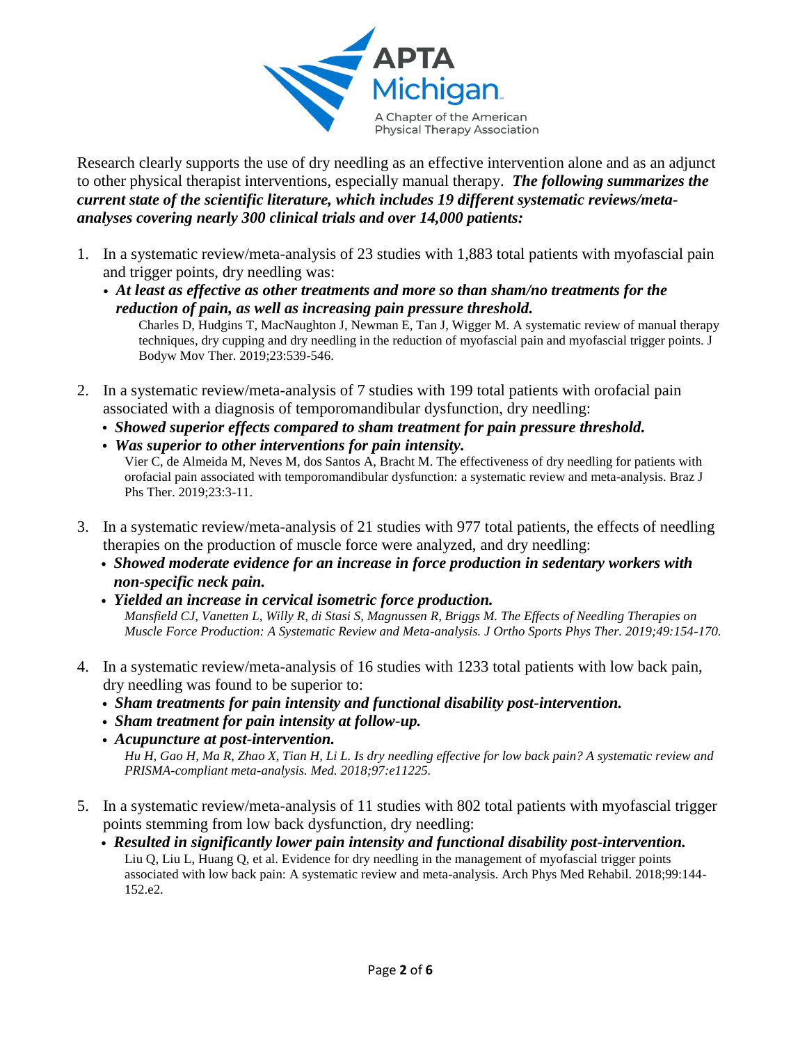APTA Michigan

A Chapter of the American Physical Therapy Association

Research clearly supports the use of dry needling as an effective intervention alone and as an adjunct to other physical therapist interventions, especially manual therapy. ***The following summarizes the current state of the scientific literature, which includes 19 different systematic reviews/meta-analyses covering nearly 300 clinical trials and over 14,000 patients:***

1. In a systematic review/meta-analysis of 23 studies with 1,883 total patients with myofascial pain and trigger points, dry needling was:
   - ***At least as effective as other treatments and more so than sham/no treatments for the reduction of pain, as well as increasing pain pressure threshold.***

     Charles D, Hudgins T, MacNaughton J, Newman E, Tan J, Wigger M. A systematic review of manual therapy techniques, dry cupping and dry needling in the reduction of myofascial pain and myofascial trigger points. J Bodyw Mov Ther. 2019;23:539-546.

2. In a systematic review/meta-analysis of 7 studies with 199 total patients with orofacial pain associated with a diagnosis of temporomandibular dysfunction, dry needling:
   - ***Showed superior effects compared to sham treatment for pain pressure threshold.***
   - ***Was superior to other interventions for pain intensity.***

     Vier C, de Almeida M, Neves M, dos Santos A, Bracht M. The effectiveness of dry needling for patients with orofacial pain associated with temporomandibular dysfunction: a systematic review and meta-analysis. Braz J Phs Ther. 2019;23:3-11.

3. In a systematic review/meta-analysis of 21 studies with 977 total patients, the effects of needling therapies on the production of muscle force were analyzed, and dry needling:
   - ***Showed moderate evidence for an increase in force production in sedentary workers with non-specific neck pain.***
   - ***Yielded an increase in cervical isometric force production.***

     *Mansfield CJ, Vanetten L, Willy R, di Stasi S, Magnussen R, Briggs M. The Effects of Needling Therapies on Muscle Force Production: A Systematic Review and Meta-analysis. J Ortho Sports Phys Ther. 2019;49:154-170.*

4. In a systematic review/meta-analysis of 16 studies with 1233 total patients with low back pain, dry needling was found to be superior to:
   - ***Sham treatments for pain intensity and functional disability post-intervention.***
   - ***Sham treatment for pain intensity at follow-up.***
   - ***Acupuncture at post-intervention.***

     *Hu H, Gao H, Ma R, Zhao X, Tian H, Li L. Is dry needling effective for low back pain? A systematic review and PRISMA-compliant meta-analysis. Med. 2018;97:e11225.*

5. In a systematic review/meta-analysis of 11 studies with 802 total patients with myofascial trigger points stemming from low back dysfunction, dry needling:
   - ***Resulted in significantly lower pain intensity and functional disability post-intervention.***

     Liu Q, Liu L, Huang Q, et al. Evidence for dry needling in the management of myofascial trigger points associated with low back pain: A systematic review and meta-analysis. Arch Phys Med Rehabil. 2018;99:144-152.e2.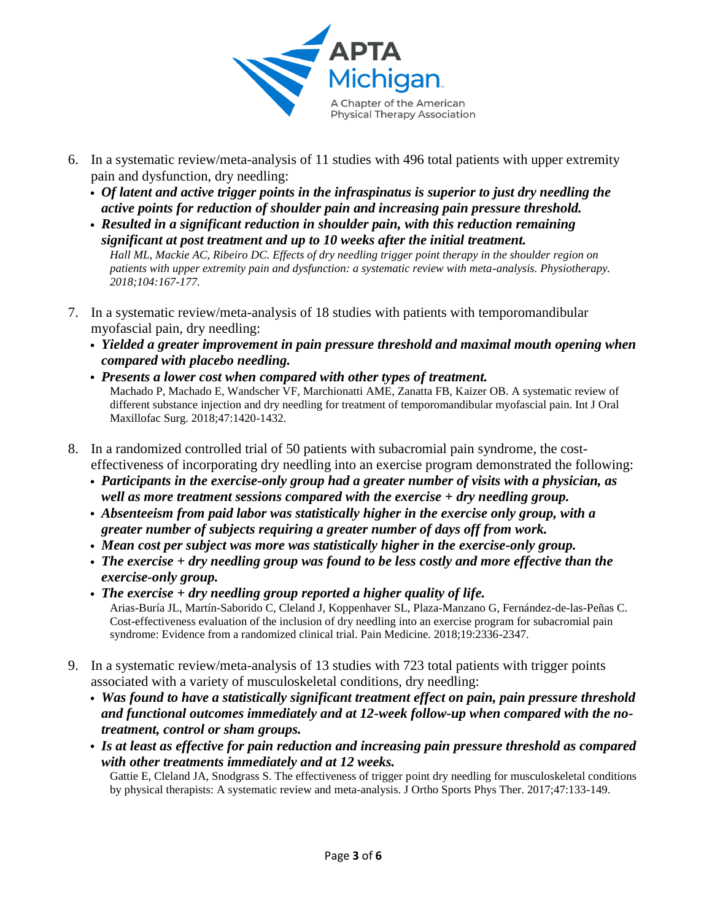6. In a systematic review/meta-analysis of 11 studies with 496 total patients with upper extremity pain and dysfunction, dry needling:
   - ***Of latent and active trigger points in the infraspinatus is superior to just dry needling the active points for reduction of shoulder pain and increasing pain pressure threshold.***
   - ***Resulted in a significant reduction in shoulder pain, with this reduction remaining significant at post treatment and up to 10 weeks after the initial treatment.***

     *Hall ML, Mackie AC, Ribeiro DC. Effects of dry needling trigger point therapy in the shoulder region on patients with upper extremity pain and dysfunction: a systematic review with meta-analysis. Physiotherapy. 2018;104:167-177.*

7. In a systematic review/meta-analysis of 18 studies with patients with temporomandibular myofascial pain, dry needling:
   - ***Yielded a greater improvement in pain pressure threshold and maximal mouth opening when compared with placebo needling.***
   - ***Presents a lower cost when compared with other types of treatment.***

     Machado P, Machado E, Wandscher VF, Marchionatti AME, Zanatta FB, Kaizer OB. A systematic review of different substance injection and dry needling for treatment of temporomandibular myofascial pain. Int J Oral Maxillofac Surg. 2018;47:1420-1432.

8. In a randomized controlled trial of 50 patients with subacromial pain syndrome, the cost-effectiveness of incorporating dry needling into an exercise program demonstrated the following:
   - ***Participants in the exercise-only group had a greater number of visits with a physician, as well as more treatment sessions compared with the exercise + dry needling group.***
   - ***Absenteeism from paid labor was statistically higher in the exercise only group, with a greater number of subjects requiring a greater number of days off from work.***
   - ***Mean cost per subject was more was statistically higher in the exercise-only group.***
   - ***The exercise + dry needling group was found to be less costly and more effective than the exercise-only group.***
   - ***The exercise + dry needling group reported a higher quality of life.***

     Arias-Buría JL, Martín-Saborido C, Cleland J, Koppenhaver SL, Plaza-Manzano G, Fernández-de-las-Peñas C. Cost-effectiveness evaluation of the inclusion of dry needling into an exercise program for subacromial pain syndrome: Evidence from a randomized clinical trial. Pain Medicine. 2018;19:2336-2347.

9. In a systematic review/meta-analysis of 13 studies with 723 total patients with trigger points associated with a variety of musculoskeletal conditions, dry needling:
   - ***Was found to have a statistically significant treatment effect on pain, pain pressure threshold and functional outcomes immediately and at 12-week follow-up when compared with the no-treatment, control or sham groups.***
   - ***Is at least as effective for pain reduction and increasing pain pressure threshold as compared with other treatments immediately and at 12 weeks.***

     Gattie E, Cleland JA, Snodgrass S. The effectiveness of trigger point dry needling for musculoskeletal conditions by physical therapists: A systematic review and meta-analysis. J Ortho Sports Phys Ther. 2017;47:133-149.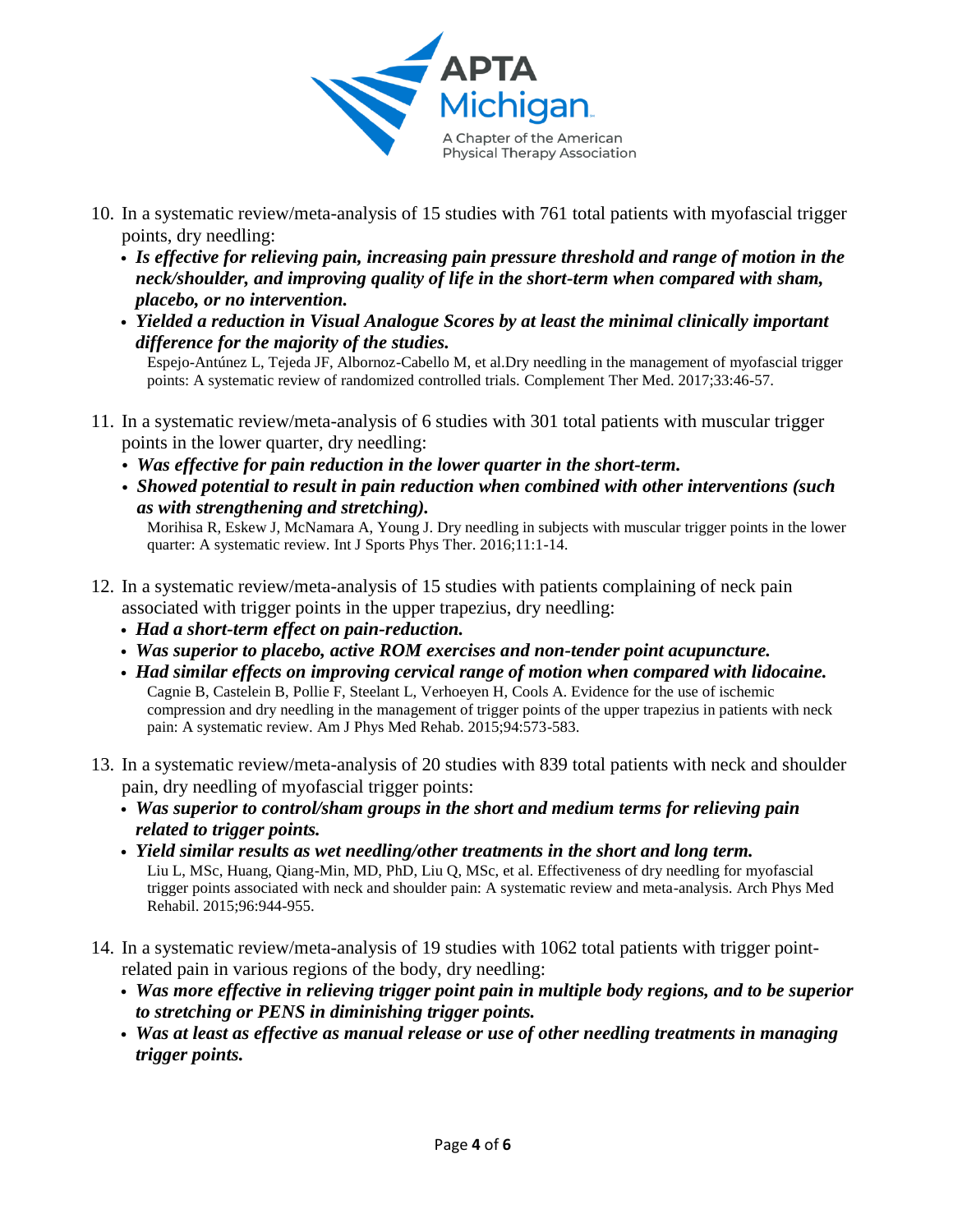10. In a systematic review/meta-analysis of 15 studies with 761 total patients with myofascial trigger points, dry needling:
    - ***Is effective for relieving pain, increasing pain pressure threshold and range of motion in the neck/shoulder, and improving quality of life in the short-term when compared with sham, placebo, or no intervention.***
    - ***Yielded a reduction in Visual Analogue Scores by at least the minimal clinically important difference for the majority of the studies.***

    Espejo-Antúnez L, Tejeda JF, Albornoz-Cabello M, et al.Dry needling in the management of myofascial trigger points: A systematic review of randomized controlled trials. Complement Ther Med. 2017;33:46-57.

11. In a systematic review/meta-analysis of 6 studies with 301 total patients with muscular trigger points in the lower quarter, dry needling:
    - ***Was effective for pain reduction in the lower quarter in the short-term.***
    - ***Showed potential to result in pain reduction when combined with other interventions (such as with strengthening and stretching).***

    Morihisa R, Eskew J, McNamara A, Young J. Dry needling in subjects with muscular trigger points in the lower quarter: A systematic review. Int J Sports Phys Ther. 2016;11:1-14.

12. In a systematic review/meta-analysis of 15 studies with patients complaining of neck pain associated with trigger points in the upper trapezius, dry needling:
    - ***Had a short-term effect on pain-reduction.***
    - ***Was superior to placebo, active ROM exercises and non-tender point acupuncture.***
    - ***Had similar effects on improving cervical range of motion when compared with lidocaine.***

    Cagnie B, Castelein B, Pollie F, Steelant L, Verhoeyen H, Cools A. Evidence for the use of ischemic compression and dry needling in the management of trigger points of the upper trapezius in patients with neck pain: A systematic review. Am J Phys Med Rehab. 2015;94:573-583.

13. In a systematic review/meta-analysis of 20 studies with 839 total patients with neck and shoulder pain, dry needling of myofascial trigger points:
    - ***Was superior to control/sham groups in the short and medium terms for relieving pain related to trigger points.***
    - ***Yield similar results as wet needling/other treatments in the short and long term.***

    Liu L, MSc, Huang, Qiang-Min, MD, PhD, Liu Q, MSc, et al. Effectiveness of dry needling for myofascial trigger points associated with neck and shoulder pain: A systematic review and meta-analysis. Arch Phys Med Rehabil. 2015;96:944-955.

14. In a systematic review/meta-analysis of 19 studies with 1062 total patients with trigger point-related pain in various regions of the body, dry needling:
    - ***Was more effective in relieving trigger point pain in multiple body regions, and to be superior to stretching or PENS in diminishing trigger points.***
    - ***Was at least as effective as manual release or use of other needling treatments in managing trigger points.***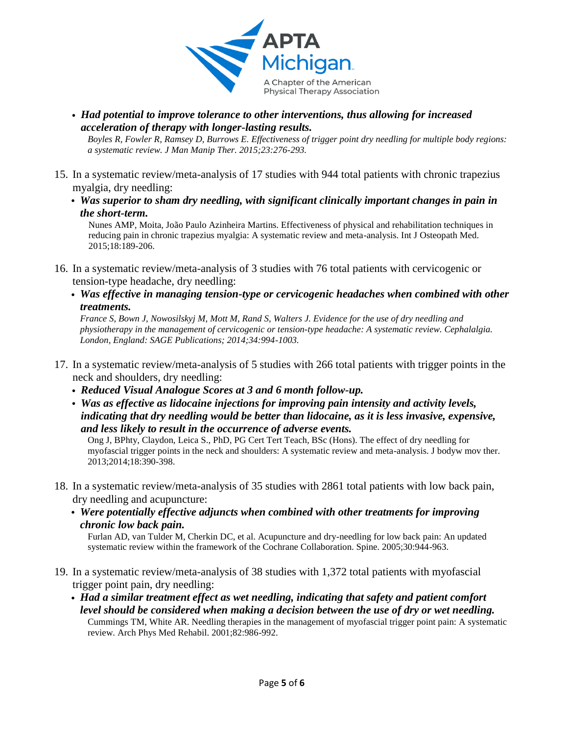- ***Had potential to improve tolerance to other interventions, thus allowing for increased acceleration of therapy with longer-lasting results.***

  *Boyles R, Fowler R, Ramsey D, Burrows E. Effectiveness of trigger point dry needling for multiple body regions: a systematic review. J Man Manip Ther. 2015;23:276-293.*

15. In a systematic review/meta-analysis of 17 studies with 944 total patients with chronic trapezius myalgia, dry needling:
    - ***Was superior to sham dry needling, with significant clinically important changes in pain in the short-term.***

      Nunes AMP, Moita, João Paulo Azinheira Martins. Effectiveness of physical and rehabilitation techniques in reducing pain in chronic trapezius myalgia: A systematic review and meta-analysis. Int J Osteopath Med. 2015;18:189-206.

16. In a systematic review/meta-analysis of 3 studies with 76 total patients with cervicogenic or tension-type headache, dry needling:
    - ***Was effective in managing tension-type or cervicogenic headaches when combined with other treatments.***

      *France S, Bown J, Nowosilskyj M, Mott M, Rand S, Walters J. Evidence for the use of dry needling and physiotherapy in the management of cervicogenic or tension-type headache: A systematic review. Cephalalgia. London, England: SAGE Publications; 2014;34:994-1003.*

17. In a systematic review/meta-analysis of 5 studies with 266 total patients with trigger points in the neck and shoulders, dry needling:
    - ***Reduced Visual Analogue Scores at 3 and 6 month follow-up.***
    - ***Was as effective as lidocaine injections for improving pain intensity and activity levels, indicating that dry needling would be better than lidocaine, as it is less invasive, expensive, and less likely to result in the occurrence of adverse events.***

      Ong J, BPhty, Claydon, Leica S., PhD, PG Cert Tert Teach, BSc (Hons). The effect of dry needling for myofascial trigger points in the neck and shoulders: A systematic review and meta-analysis. J bodyw mov ther. 2013;2014;18:390-398.

18. In a systematic review/meta-analysis of 35 studies with 2861 total patients with low back pain, dry needling and acupuncture:
    - ***Were potentially effective adjuncts when combined with other treatments for improving chronic low back pain.***

      Furlan AD, van Tulder M, Cherkin DC, et al. Acupuncture and dry-needling for low back pain: An updated systematic review within the framework of the Cochrane Collaboration. Spine. 2005;30:944-963.

19. In a systematic review/meta-analysis of 38 studies with 1,372 total patients with myofascial trigger point pain, dry needling:
    - ***Had a similar treatment effect as wet needling, indicating that safety and patient comfort level should be considered when making a decision between the use of dry or wet needling.***

      Cummings TM, White AR. Needling therapies in the management of myofascial trigger point pain: A systematic review. Arch Phys Med Rehabil. 2001;82:986-992.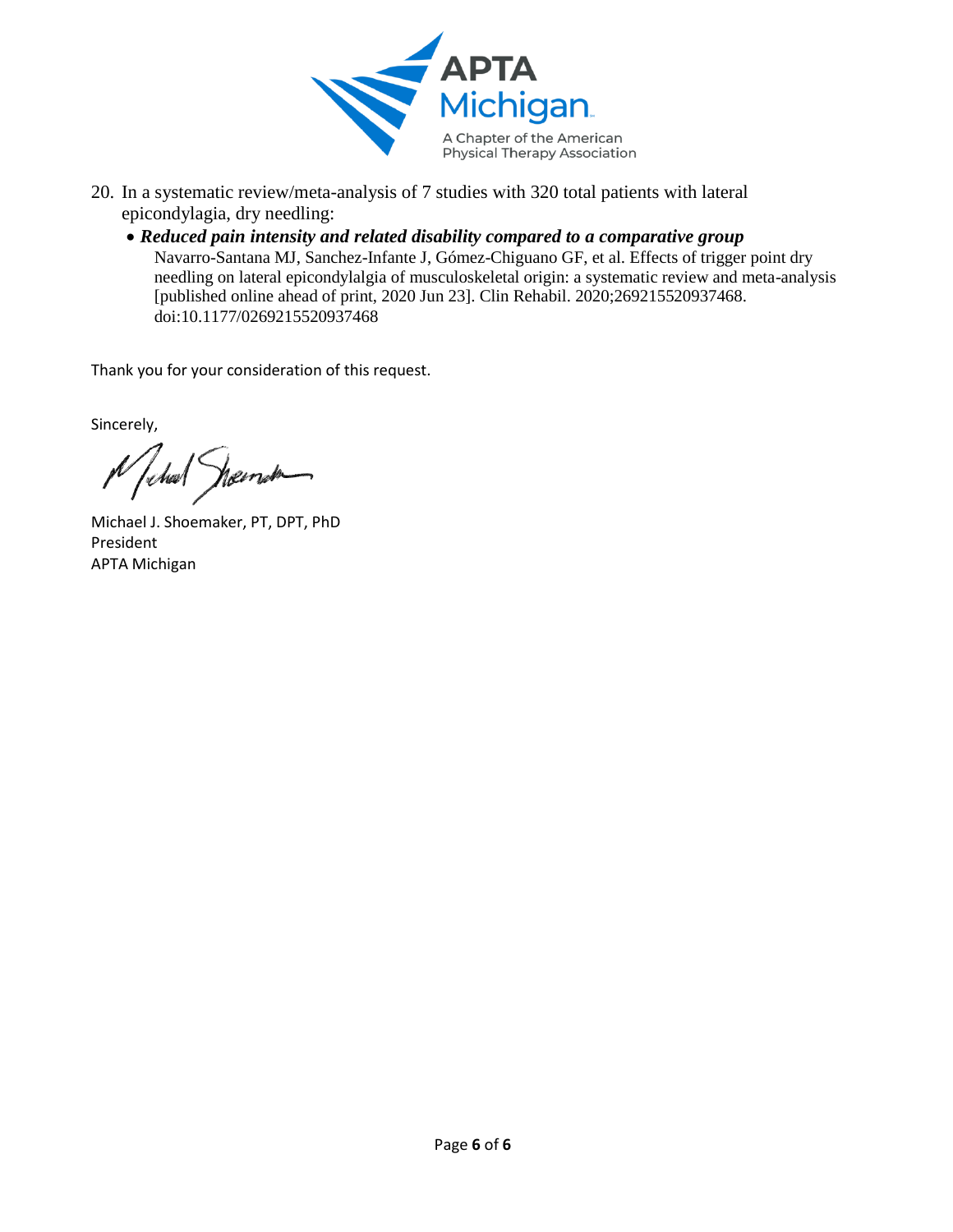20. In a systematic review/meta-analysis of 7 studies with 320 total patients with lateral epicondylagia, dry needling:
    - ***Reduced pain intensity and related disability compared to a comparative group***
      Navarro-Santana MJ, Sanchez-Infante J, Gómez-Chiguano GF, et al. Effects of trigger point dry needling on lateral epicondylalgia of musculoskeletal origin: a systematic review and meta-analysis [published online ahead of print, 2020 Jun 23]. Clin Rehabil. 2020;269215520937468. doi:10.1177/0269215520937468

Thank you for your consideration of this request.

Sincerely,

Michael J. Shoemaker, PT, DPT, PhD
President
APTA Michigan